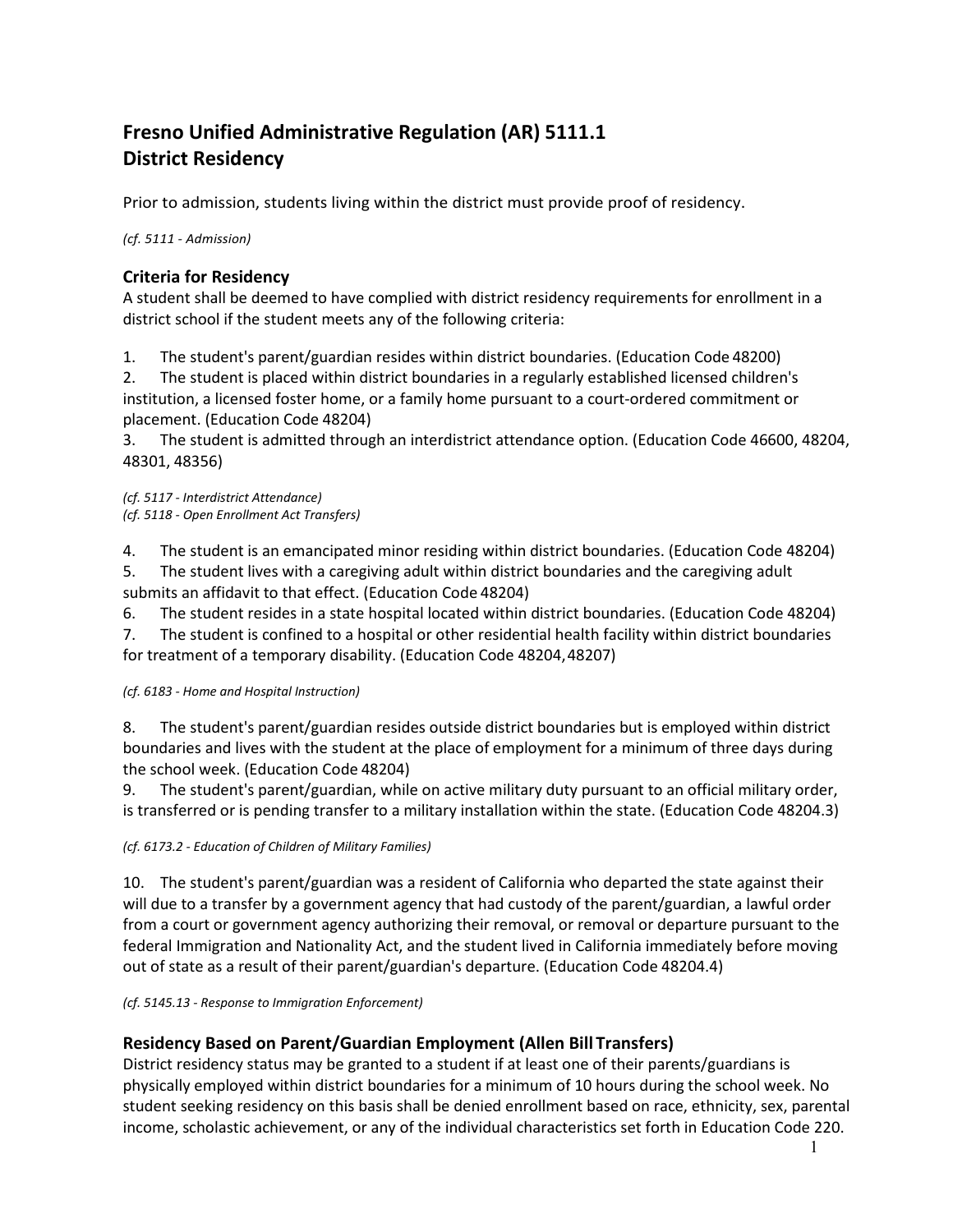# Fresno Unified Administrative Regulation (AR) 5111.1
# District Residency

Prior to admission, students living within the district must provide proof of residency.

*(cf. 5111 - Admission)*

## Criteria for Residency

A student shall be deemed to have complied with district residency requirements for enrollment in a district school if the student meets any of the following criteria:

1. The student's parent/guardian resides within district boundaries. (Education Code 48200)
2. The student is placed within district boundaries in a regularly established licensed children's institution, a licensed foster home, or a family home pursuant to a court-ordered commitment or placement. (Education Code 48204)
3. The student is admitted through an interdistrict attendance option. (Education Code 46600, 48204, 48301, 48356)

*(cf. 5117 - Interdistrict Attendance)*
*(cf. 5118 - Open Enrollment Act Transfers)*

4. The student is an emancipated minor residing within district boundaries. (Education Code 48204)
5. The student lives with a caregiving adult within district boundaries and the caregiving adult submits an affidavit to that effect. (Education Code 48204)
6. The student resides in a state hospital located within district boundaries. (Education Code 48204)
7. The student is confined to a hospital or other residential health facility within district boundaries for treatment of a temporary disability. (Education Code 48204, 48207)

*(cf. 6183 - Home and Hospital Instruction)*

8. The student's parent/guardian resides outside district boundaries but is employed within district boundaries and lives with the student at the place of employment for a minimum of three days during the school week. (Education Code 48204)
9. The student's parent/guardian, while on active military duty pursuant to an official military order, is transferred or is pending transfer to a military installation within the state. (Education Code 48204.3)

*(cf. 6173.2 - Education of Children of Military Families)*

10. The student's parent/guardian was a resident of California who departed the state against their will due to a transfer by a government agency that had custody of the parent/guardian, a lawful order from a court or government agency authorizing their removal, or removal or departure pursuant to the federal Immigration and Nationality Act, and the student lived in California immediately before moving out of state as a result of their parent/guardian's departure. (Education Code 48204.4)

*(cf. 5145.13 - Response to Immigration Enforcement)*

## Residency Based on Parent/Guardian Employment (Allen Bill Transfers)

District residency status may be granted to a student if at least one of their parents/guardians is physically employed within district boundaries for a minimum of 10 hours during the school week. No student seeking residency on this basis shall be denied enrollment based on race, ethnicity, sex, parental income, scholastic achievement, or any of the individual characteristics set forth in Education Code 220.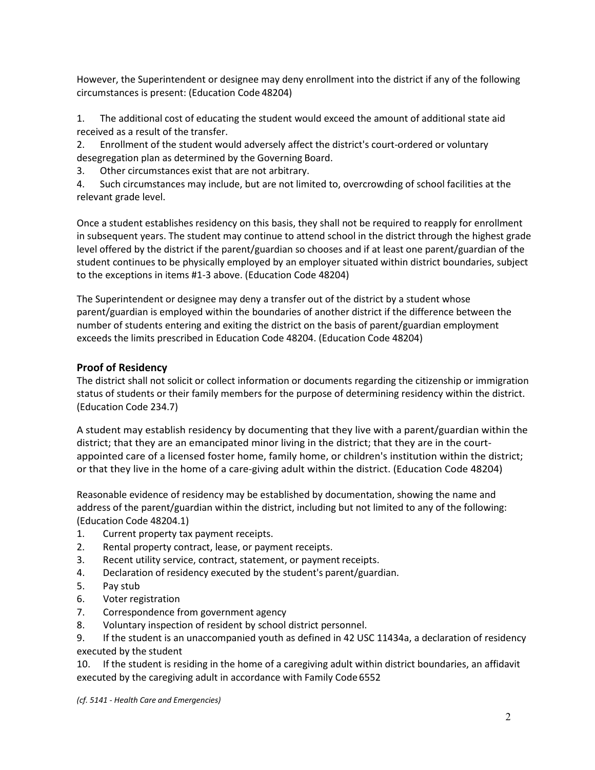However, the Superintendent or designee may deny enrollment into the district if any of the following circumstances is present: (Education Code 48204)

1. The additional cost of educating the student would exceed the amount of additional state aid received as a result of the transfer.
2. Enrollment of the student would adversely affect the district's court-ordered or voluntary desegregation plan as determined by the Governing Board.
3. Other circumstances exist that are not arbitrary.
4. Such circumstances may include, but are not limited to, overcrowding of school facilities at the relevant grade level.

Once a student establishes residency on this basis, they shall not be required to reapply for enrollment in subsequent years. The student may continue to attend school in the district through the highest grade level offered by the district if the parent/guardian so chooses and if at least one parent/guardian of the student continues to be physically employed by an employer situated within district boundaries, subject to the exceptions in items #1-3 above. (Education Code 48204)

The Superintendent or designee may deny a transfer out of the district by a student whose parent/guardian is employed within the boundaries of another district if the difference between the number of students entering and exiting the district on the basis of parent/guardian employment exceeds the limits prescribed in Education Code 48204. (Education Code 48204)

### Proof of Residency

The district shall not solicit or collect information or documents regarding the citizenship or immigration status of students or their family members for the purpose of determining residency within the district. (Education Code 234.7)

A student may establish residency by documenting that they live with a parent/guardian within the district; that they are an emancipated minor living in the district; that they are in the court-appointed care of a licensed foster home, family home, or children's institution within the district; or that they live in the home of a care-giving adult within the district. (Education Code 48204)

Reasonable evidence of residency may be established by documentation, showing the name and address of the parent/guardian within the district, including but not limited to any of the following: (Education Code 48204.1)

1. Current property tax payment receipts.
2. Rental property contract, lease, or payment receipts.
3. Recent utility service, contract, statement, or payment receipts.
4. Declaration of residency executed by the student's parent/guardian.
5. Pay stub
6. Voter registration
7. Correspondence from government agency
8. Voluntary inspection of resident by school district personnel.
9. If the student is an unaccompanied youth as defined in 42 USC 11434a, a declaration of residency executed by the student
10. If the student is residing in the home of a caregiving adult within district boundaries, an affidavit executed by the caregiving adult in accordance with Family Code 6552

*(cf. 5141 - Health Care and Emergencies)*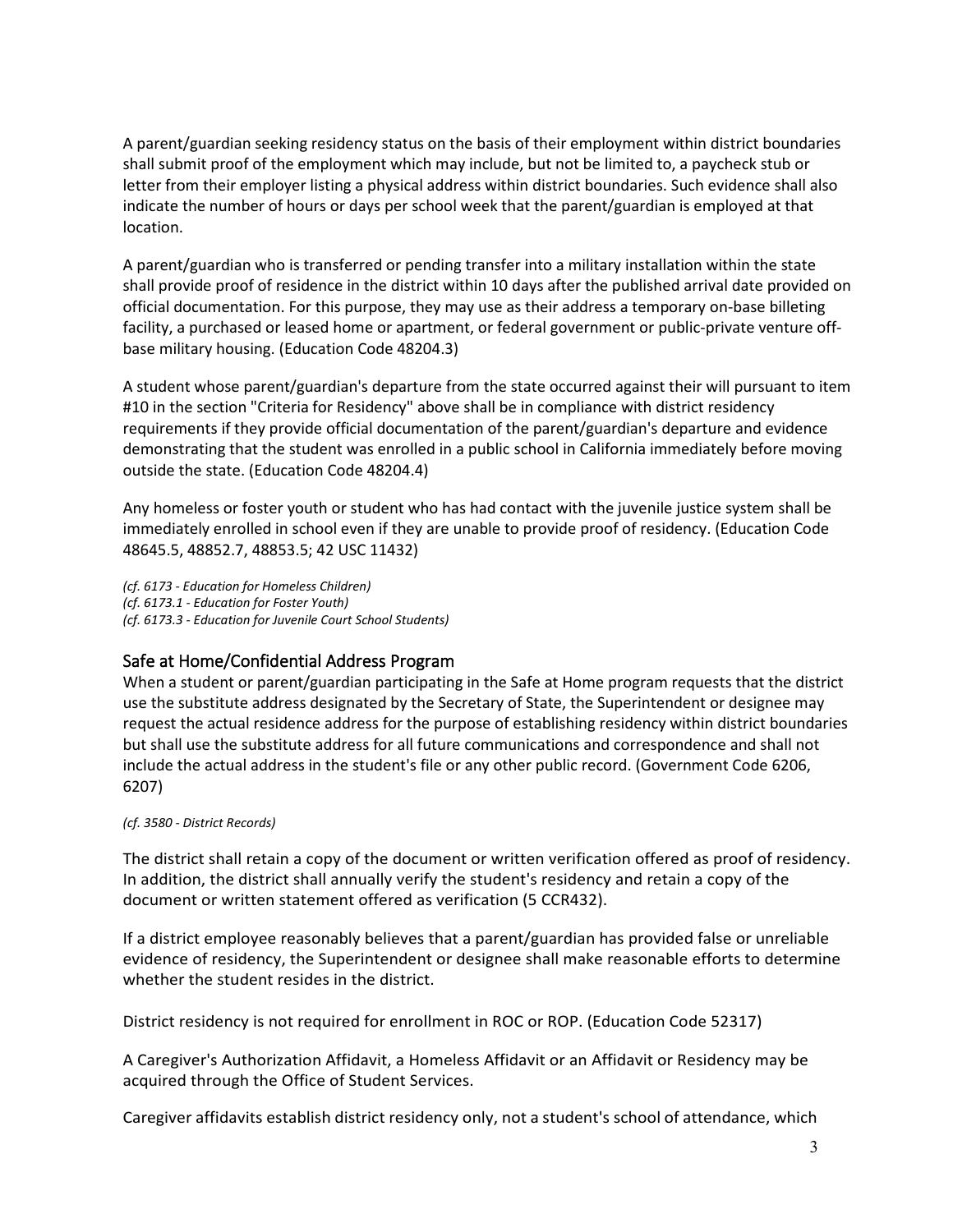A parent/guardian seeking residency status on the basis of their employment within district boundaries shall submit proof of the employment which may include, but not be limited to, a paycheck stub or letter from their employer listing a physical address within district boundaries. Such evidence shall also indicate the number of hours or days per school week that the parent/guardian is employed at that location.

A parent/guardian who is transferred or pending transfer into a military installation within the state shall provide proof of residence in the district within 10 days after the published arrival date provided on official documentation. For this purpose, they may use as their address a temporary on-base billeting facility, a purchased or leased home or apartment, or federal government or public-private venture off-base military housing. (Education Code 48204.3)

A student whose parent/guardian's departure from the state occurred against their will pursuant to item #10 in the section "Criteria for Residency" above shall be in compliance with district residency requirements if they provide official documentation of the parent/guardian's departure and evidence demonstrating that the student was enrolled in a public school in California immediately before moving outside the state. (Education Code 48204.4)

Any homeless or foster youth or student who has had contact with the juvenile justice system shall be immediately enrolled in school even if they are unable to provide proof of residency. (Education Code 48645.5, 48852.7, 48853.5; 42 USC 11432)

*(cf. 6173 - Education for Homeless Children)*
*(cf. 6173.1 - Education for Foster Youth)*
*(cf. 6173.3 - Education for Juvenile Court School Students)*

## Safe at Home/Confidential Address Program

When a student or parent/guardian participating in the Safe at Home program requests that the district use the substitute address designated by the Secretary of State, the Superintendent or designee may request the actual residence address for the purpose of establishing residency within district boundaries but shall use the substitute address for all future communications and correspondence and shall not include the actual address in the student's file or any other public record. (Government Code 6206, 6207)

*(cf. 3580 - District Records)*

The district shall retain a copy of the document or written verification offered as proof of residency. In addition, the district shall annually verify the student's residency and retain a copy of the document or written statement offered as verification (5 CCR432).

If a district employee reasonably believes that a parent/guardian has provided false or unreliable evidence of residency, the Superintendent or designee shall make reasonable efforts to determine whether the student resides in the district.

District residency is not required for enrollment in ROC or ROP. (Education Code 52317)

A Caregiver's Authorization Affidavit, a Homeless Affidavit or an Affidavit or Residency may be acquired through the Office of Student Services.

Caregiver affidavits establish district residency only, not a student's school of attendance, which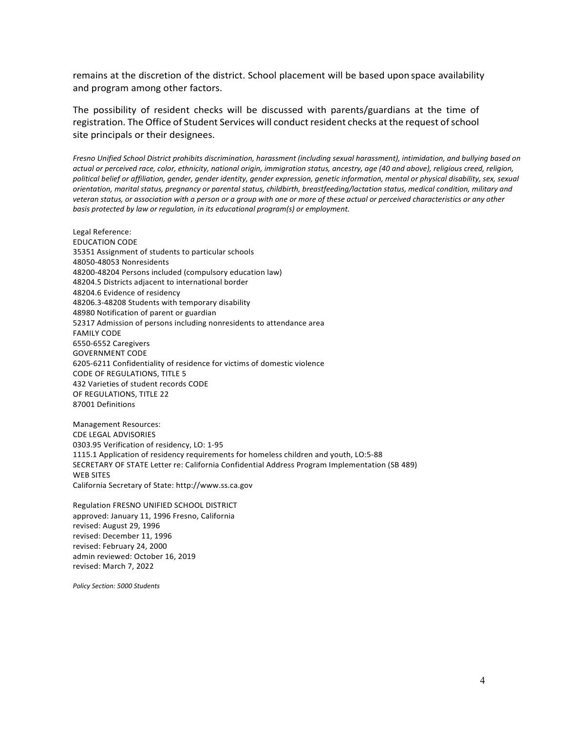remains at the discretion of the district. School placement will be based upon space availability and program among other factors.

The possibility of resident checks will be discussed with parents/guardians at the time of registration. The Office of Student Services will conduct resident checks at the request of school site principals or their designees.

*Fresno Unified School District prohibits discrimination, harassment (including sexual harassment), intimidation, and bullying based on actual or perceived race, color, ethnicity, national origin, immigration status, ancestry, age (40 and above), religious creed, religion, political belief or affiliation, gender, gender identity, gender expression, genetic information, mental or physical disability, sex, sexual orientation, marital status, pregnancy or parental status, childbirth, breastfeeding/lactation status, medical condition, military and veteran status, or association with a person or a group with one or more of these actual or perceived characteristics or any other basis protected by law or regulation, in its educational program(s) or employment.*

Legal Reference:
EDUCATION CODE
35351 Assignment of students to particular schools
48050-48053 Nonresidents
48200-48204 Persons included (compulsory education law)
48204.5 Districts adjacent to international border
48204.6 Evidence of residency
48206.3-48208 Students with temporary disability
48980 Notification of parent or guardian
52317 Admission of persons including nonresidents to attendance area
FAMILY CODE
6550-6552 Caregivers
GOVERNMENT CODE
6205-6211 Confidentiality of residence for victims of domestic violence
CODE OF REGULATIONS, TITLE 5
432 Varieties of student records CODE
OF REGULATIONS, TITLE 22
87001 Definitions

Management Resources:
CDE LEGAL ADVISORIES
0303.95 Verification of residency, LO: 1-95
1115.1 Application of residency requirements for homeless children and youth, LO:5-88
SECRETARY OF STATE Letter re: California Confidential Address Program Implementation (SB 489)
WEB SITES
California Secretary of State: http://www.ss.ca.gov

Regulation FRESNO UNIFIED SCHOOL DISTRICT
approved: January 11, 1996 Fresno, California
revised: August 29, 1996
revised: December 11, 1996
revised: February 24, 2000
admin reviewed: October 16, 2019
revised: March 7, 2022

*Policy Section: 5000 Students*